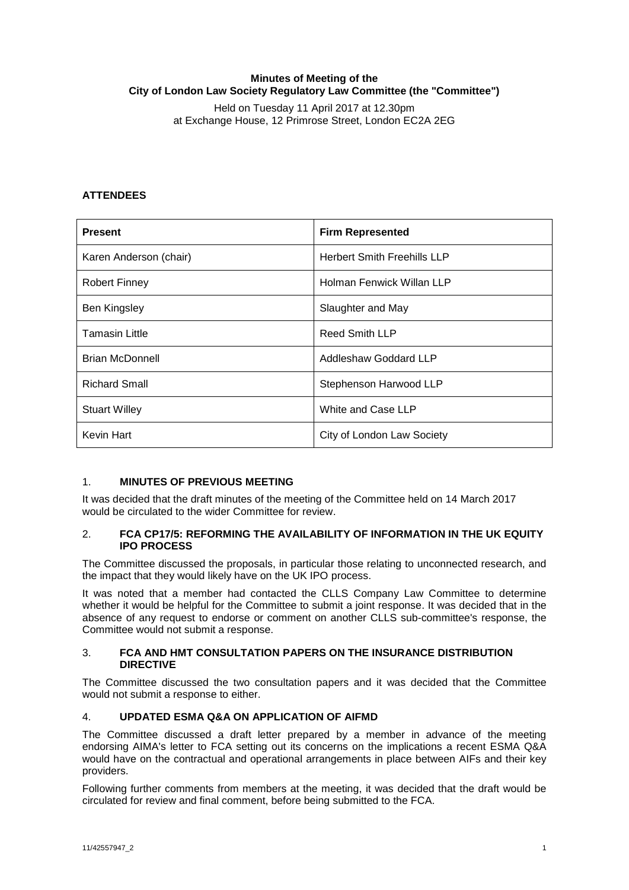**Minutes of Meeting of the City of London Law Society Regulatory Law Committee (the "Committee")**

Held on Tuesday 11 April 2017 at 12.30pm
at Exchange House, 12 Primrose Street, London EC2A 2EG

**ATTENDEES**

| **Present** | **Firm Represented** |
|---|---|
| Karen Anderson (chair) | Herbert Smith Freehills LLP |
| Robert Finney | Holman Fenwick Willan LLP |
| Ben Kingsley | Slaughter and May |
| Tamasin Little | Reed Smith LLP |
| Brian McDonnell | Addleshaw Goddard LLP |
| Richard Small | Stephenson Harwood LLP |
| Stuart Willey | White and Case LLP |
| Kevin Hart | City of London Law Society |

## 1. MINUTES OF PREVIOUS MEETING

It was decided that the draft minutes of the meeting of the Committee held on 14 March 2017 would be circulated to the wider Committee for review.

## 2. FCA CP17/5: REFORMING THE AVAILABILITY OF INFORMATION IN THE UK EQUITY IPO PROCESS

The Committee discussed the proposals, in particular those relating to unconnected research, and the impact that they would likely have on the UK IPO process.

It was noted that a member had contacted the CLLS Company Law Committee to determine whether it would be helpful for the Committee to submit a joint response. It was decided that in the absence of any request to endorse or comment on another CLLS sub-committee's response, the Committee would not submit a response.

## 3. FCA AND HMT CONSULTATION PAPERS ON THE INSURANCE DISTRIBUTION DIRECTIVE

The Committee discussed the two consultation papers and it was decided that the Committee would not submit a response to either.

## 4. UPDATED ESMA Q&A ON APPLICATION OF AIFMD

The Committee discussed a draft letter prepared by a member in advance of the meeting endorsing AIMA's letter to FCA setting out its concerns on the implications a recent ESMA Q&A would have on the contractual and operational arrangements in place between AIFs and their key providers.

Following further comments from members at the meeting, it was decided that the draft would be circulated for review and final comment, before being submitted to the FCA.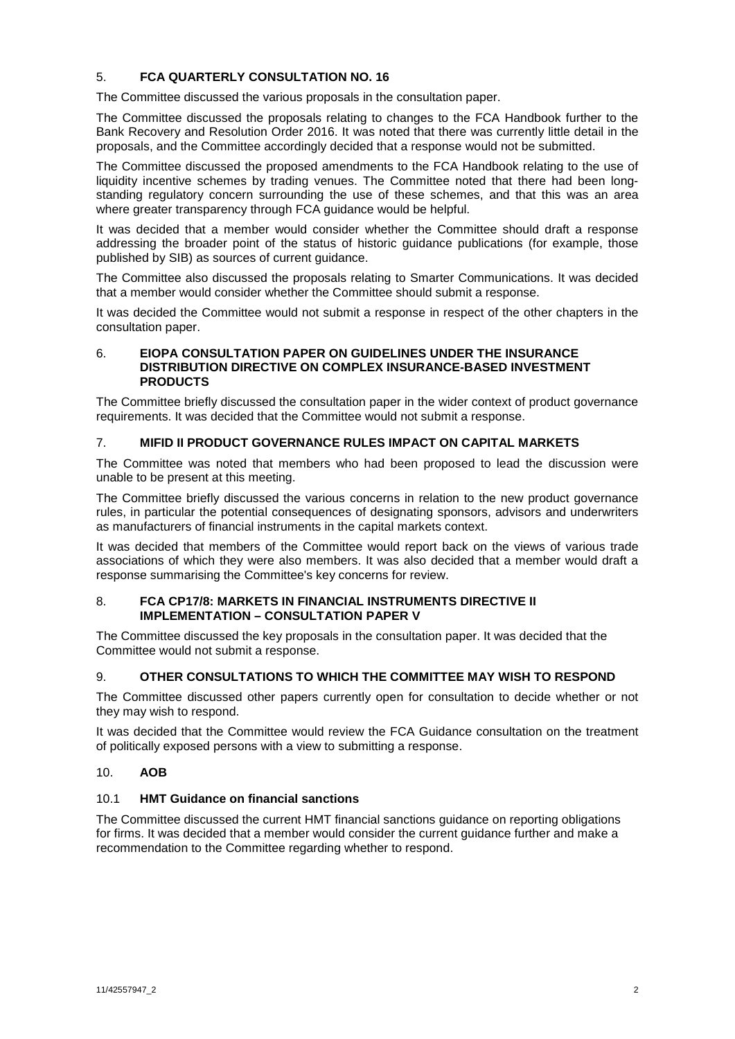## 5. FCA QUARTERLY CONSULTATION NO. 16

The Committee discussed the various proposals in the consultation paper.

The Committee discussed the proposals relating to changes to the FCA Handbook further to the Bank Recovery and Resolution Order 2016. It was noted that there was currently little detail in the proposals, and the Committee accordingly decided that a response would not be submitted.

The Committee discussed the proposed amendments to the FCA Handbook relating to the use of liquidity incentive schemes by trading venues. The Committee noted that there had been long-standing regulatory concern surrounding the use of these schemes, and that this was an area where greater transparency through FCA guidance would be helpful.

It was decided that a member would consider whether the Committee should draft a response addressing the broader point of the status of historic guidance publications (for example, those published by SIB) as sources of current guidance.

The Committee also discussed the proposals relating to Smarter Communications. It was decided that a member would consider whether the Committee should submit a response.

It was decided the Committee would not submit a response in respect of the other chapters in the consultation paper.

## 6. EIOPA CONSULTATION PAPER ON GUIDELINES UNDER THE INSURANCE DISTRIBUTION DIRECTIVE ON COMPLEX INSURANCE-BASED INVESTMENT PRODUCTS

The Committee briefly discussed the consultation paper in the wider context of product governance requirements. It was decided that the Committee would not submit a response.

## 7. MIFID II PRODUCT GOVERNANCE RULES IMPACT ON CAPITAL MARKETS

The Committee was noted that members who had been proposed to lead the discussion were unable to be present at this meeting.

The Committee briefly discussed the various concerns in relation to the new product governance rules, in particular the potential consequences of designating sponsors, advisors and underwriters as manufacturers of financial instruments in the capital markets context.

It was decided that members of the Committee would report back on the views of various trade associations of which they were also members. It was also decided that a member would draft a response summarising the Committee's key concerns for review.

## 8. FCA CP17/8: MARKETS IN FINANCIAL INSTRUMENTS DIRECTIVE II IMPLEMENTATION – CONSULTATION PAPER V

The Committee discussed the key proposals in the consultation paper. It was decided that the Committee would not submit a response.

## 9. OTHER CONSULTATIONS TO WHICH THE COMMITTEE MAY WISH TO RESPOND

The Committee discussed other papers currently open for consultation to decide whether or not they may wish to respond.

It was decided that the Committee would review the FCA Guidance consultation on the treatment of politically exposed persons with a view to submitting a response.

## 10. AOB

### 10.1 HMT Guidance on financial sanctions

The Committee discussed the current HMT financial sanctions guidance on reporting obligations for firms. It was decided that a member would consider the current guidance further and make a recommendation to the Committee regarding whether to respond.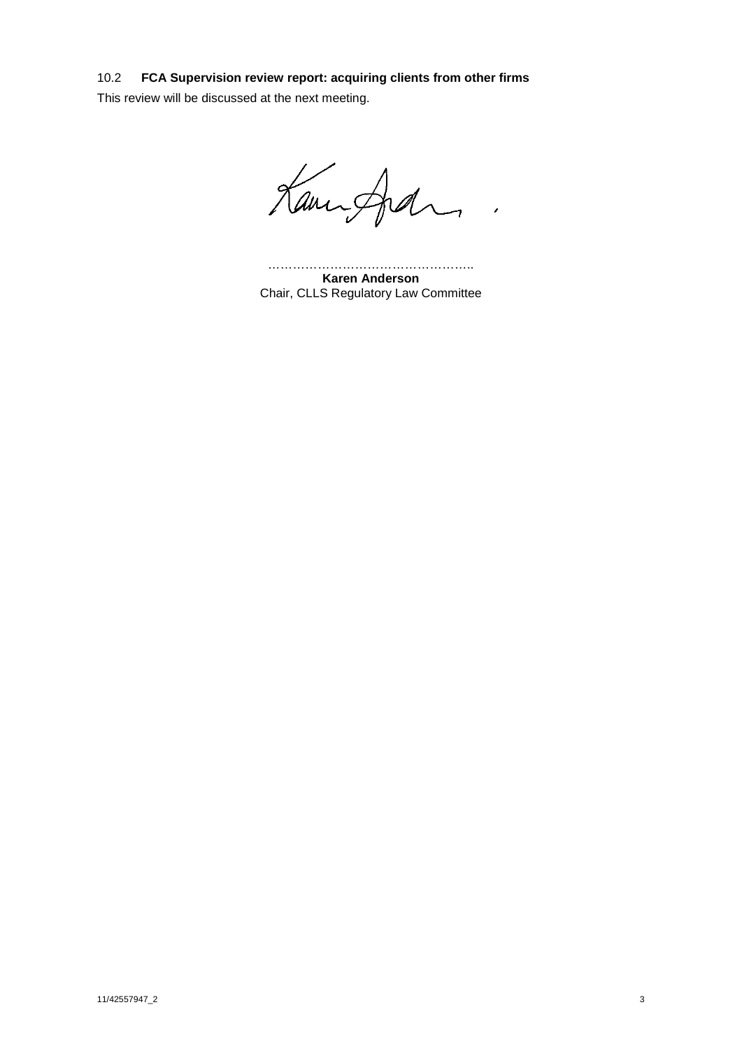10.2 **FCA Supervision review report: acquiring clients from other firms**

This review will be discussed at the next meeting.

…………………………………………..

**Karen Anderson**

Chair, CLLS Regulatory Law Committee

11/42557947_2